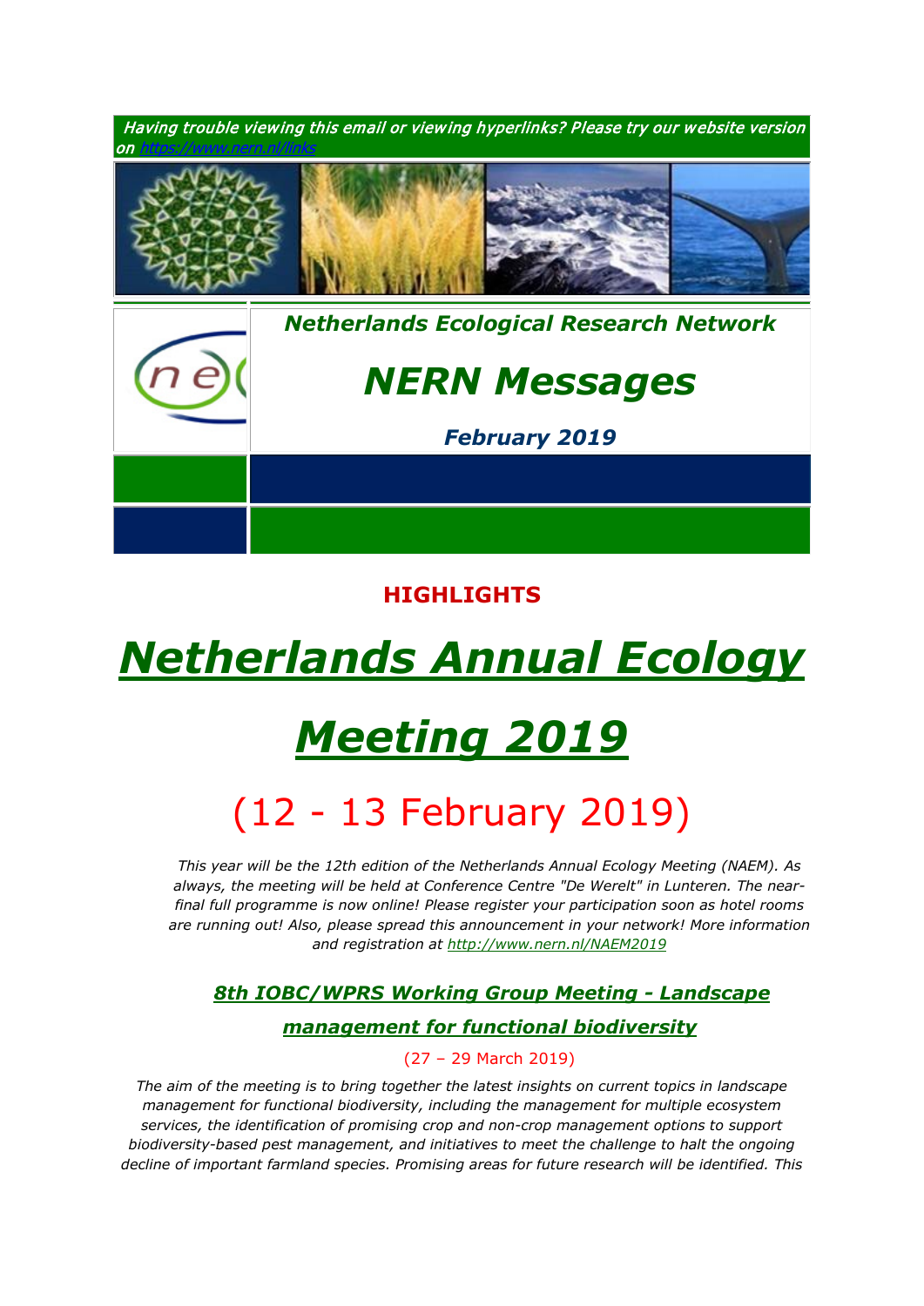*Having trouble viewing this email or viewing hyperlinks? Please try our website version on https://www.nern.nl/links*

*Netherlands Ecological Research Network*

# *NERN Messages*

***February 2019***

## HIGHLIGHTS

# *[Netherlands Annual Ecology Meeting 2019](http://www.nern.nl/NAEM2019)*

## (12 - 13 February 2019)

*This year will be the 12th edition of the Netherlands Annual Ecology Meeting (NAEM). As always, the meeting will be held at Conference Centre "De Werelt" in Lunteren. The near-final full programme is now online! Please register your participation soon as hotel rooms are running out! Also, please spread this announcement in your network! More information and registration at http://www.nern.nl/NAEM2019*

### *8th IOBC/WPRS Working Group Meeting - Landscape management for functional biodiversity*

(27 – 29 March 2019)

*The aim of the meeting is to bring together the latest insights on current topics in landscape management for functional biodiversity, including the management for multiple ecosystem services, the identification of promising crop and non-crop management options to support biodiversity-based pest management, and initiatives to meet the challenge to halt the ongoing decline of important farmland species. Promising areas for future research will be identified. This*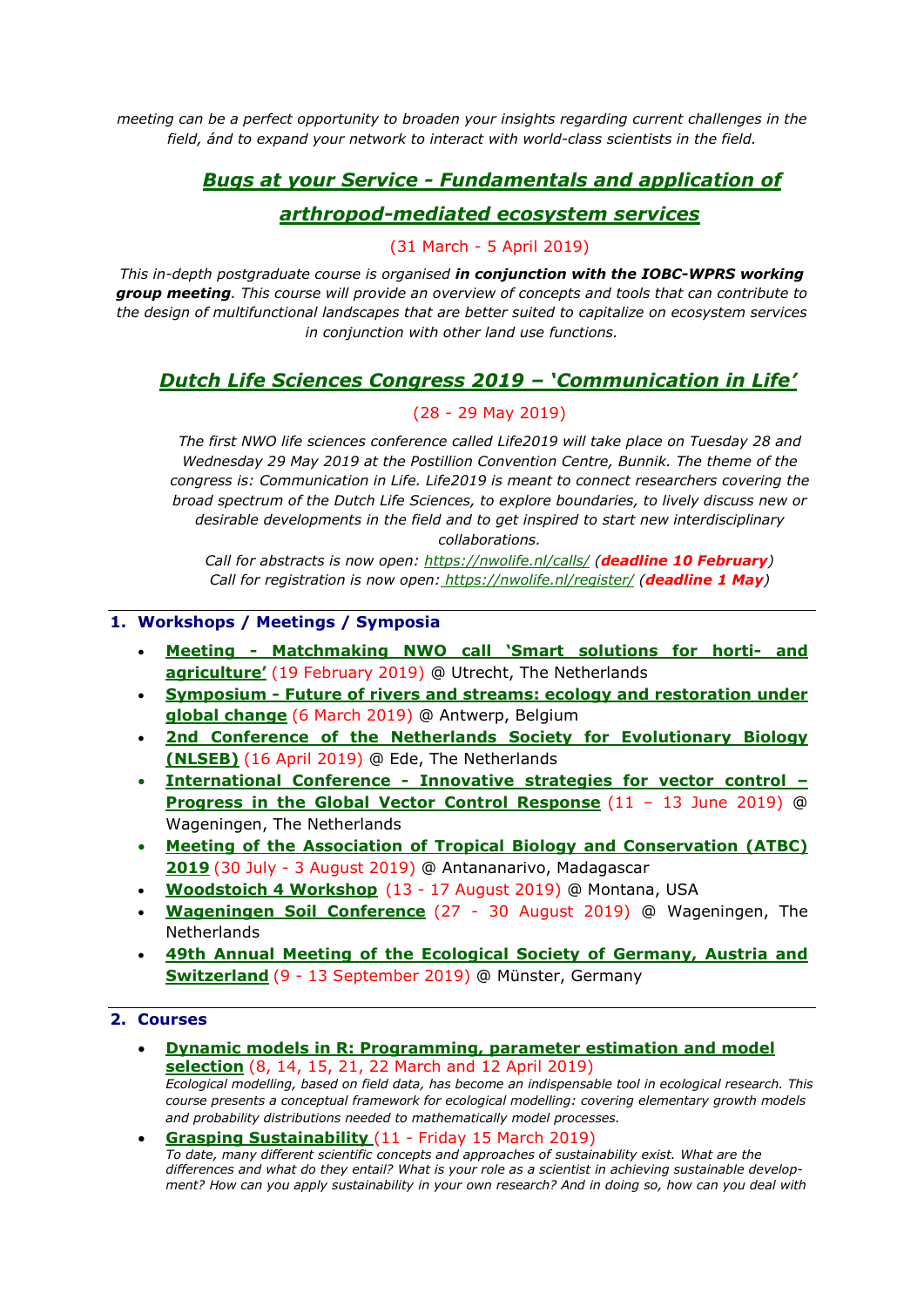*meeting can be a perfect opportunity to broaden your insights regarding current challenges in the field, ánd to expand your network to interact with world-class scientists in the field.*

## Bugs at your Service - Fundamentals and application of arthropod-mediated ecosystem services

(31 March - 5 April 2019)

*This in-depth postgraduate course is organised **in conjunction with the IOBC-WPRS working group meeting**. This course will provide an overview of concepts and tools that can contribute to the design of multifunctional landscapes that are better suited to capitalize on ecosystem services in conjunction with other land use functions.*

## Dutch Life Sciences Congress 2019 – 'Communication in Life'

(28 - 29 May 2019)

*The first NWO life sciences conference called Life2019 will take place on Tuesday 28 and Wednesday 29 May 2019 at the Postillion Convention Centre, Bunnik. The theme of the congress is: Communication in Life. Life2019 is meant to connect researchers covering the broad spectrum of the Dutch Life Sciences, to explore boundaries, to lively discuss new or desirable developments in the field and to get inspired to start new interdisciplinary collaborations.*

*Call for abstracts is now open: https://nwolife.nl/calls/ (**deadline 10 February**)*
*Call for registration is now open: https://nwolife.nl/register/ (**deadline 1 May**)*

---

## 1. Workshops / Meetings / Symposia

- **Meeting - Matchmaking NWO call 'Smart solutions for horti- and agriculture'** (19 February 2019) @ Utrecht, The Netherlands
- **Symposium - Future of rivers and streams: ecology and restoration under global change** (6 March 2019) @ Antwerp, Belgium
- **2nd Conference of the Netherlands Society for Evolutionary Biology (NLSEB)** (16 April 2019) @ Ede, The Netherlands
- **International Conference - Innovative strategies for vector control – Progress in the Global Vector Control Response** (11 – 13 June 2019) @ Wageningen, The Netherlands
- **Meeting of the Association of Tropical Biology and Conservation (ATBC) 2019** (30 July - 3 August 2019) @ Antananarivo, Madagascar
- **Woodstoich 4 Workshop** (13 - 17 August 2019) @ Montana, USA
- **Wageningen Soil Conference** (27 - 30 August 2019) @ Wageningen, The Netherlands
- **49th Annual Meeting of the Ecological Society of Germany, Austria and Switzerland** (9 - 13 September 2019) @ Münster, Germany

---

## 2. Courses

- **Dynamic models in R: Programming, parameter estimation and model selection** (8, 14, 15, 21, 22 March and 12 April 2019)
  *Ecological modelling, based on field data, has become an indispensable tool in ecological research. This course presents a conceptual framework for ecological modelling: covering elementary growth models and probability distributions needed to mathematically model processes.*
- **Grasping Sustainability** (11 - Friday 15 March 2019)
  *To date, many different scientific concepts and approaches of sustainability exist. What are the differences and what do they entail? What is your role as a scientist in achieving sustainable development? How can you apply sustainability in your own research? And in doing so, how can you deal with*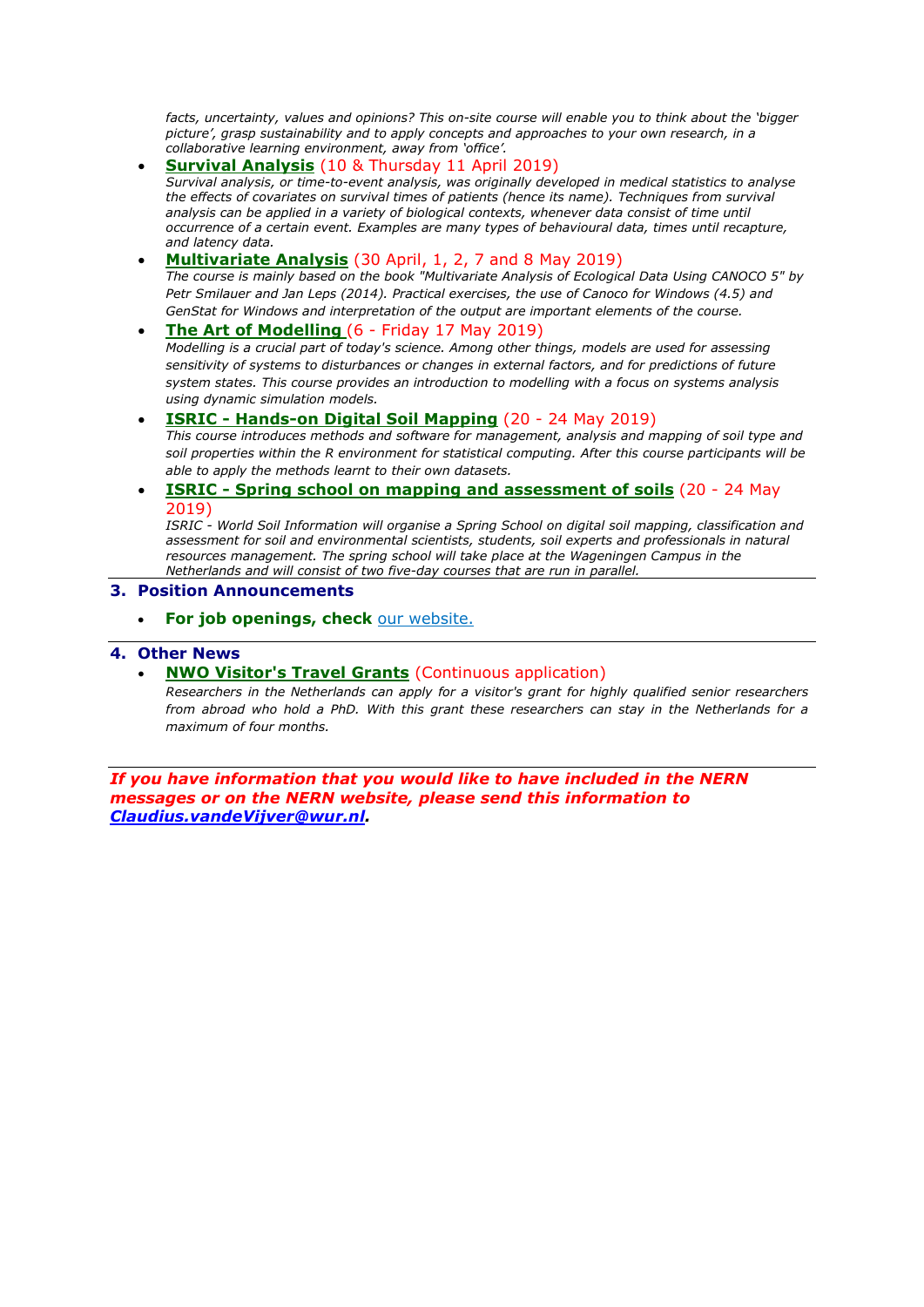*facts, uncertainty, values and opinions? This on-site course will enable you to think about the 'bigger picture', grasp sustainability and to apply concepts and approaches to your own research, in a collaborative learning environment, away from 'office'.*

- **Survival Analysis** (10 & Thursday 11 April 2019)
  *Survival analysis, or time-to-event analysis, was originally developed in medical statistics to analyse the effects of covariates on survival times of patients (hence its name). Techniques from survival analysis can be applied in a variety of biological contexts, whenever data consist of time until occurrence of a certain event. Examples are many types of behavioural data, times until recapture, and latency data.*
- **Multivariate Analysis** (30 April, 1, 2, 7 and 8 May 2019)
  *The course is mainly based on the book "Multivariate Analysis of Ecological Data Using CANOCO 5" by Petr Smilauer and Jan Leps (2014). Practical exercises, the use of Canoco for Windows (4.5) and GenStat for Windows and interpretation of the output are important elements of the course.*
- **The Art of Modelling** (6 - Friday 17 May 2019)
  *Modelling is a crucial part of today's science. Among other things, models are used for assessing sensitivity of systems to disturbances or changes in external factors, and for predictions of future system states. This course provides an introduction to modelling with a focus on systems analysis using dynamic simulation models.*
- **ISRIC - Hands-on Digital Soil Mapping** (20 - 24 May 2019)
  *This course introduces methods and software for management, analysis and mapping of soil type and soil properties within the R environment for statistical computing. After this course participants will be able to apply the methods learnt to their own datasets.*
- **ISRIC - Spring school on mapping and assessment of soils** (20 - 24 May 2019)
  *ISRIC - World Soil Information will organise a Spring School on digital soil mapping, classification and assessment for soil and environmental scientists, students, soil experts and professionals in natural resources management. The spring school will take place at the Wageningen Campus in the Netherlands and will consist of two five-day courses that are run in parallel.*

## 3. Position Announcements

- **For job openings, check** our website.

## 4. Other News

- **NWO Visitor's Travel Grants** (Continuous application)
  *Researchers in the Netherlands can apply for a visitor's grant for highly qualified senior researchers from abroad who hold a PhD. With this grant these researchers can stay in the Netherlands for a maximum of four months.*

***If you have information that you would like to have included in the NERN messages or on the NERN website, please send this information to Claudius.vandeVijver@wur.nl.***